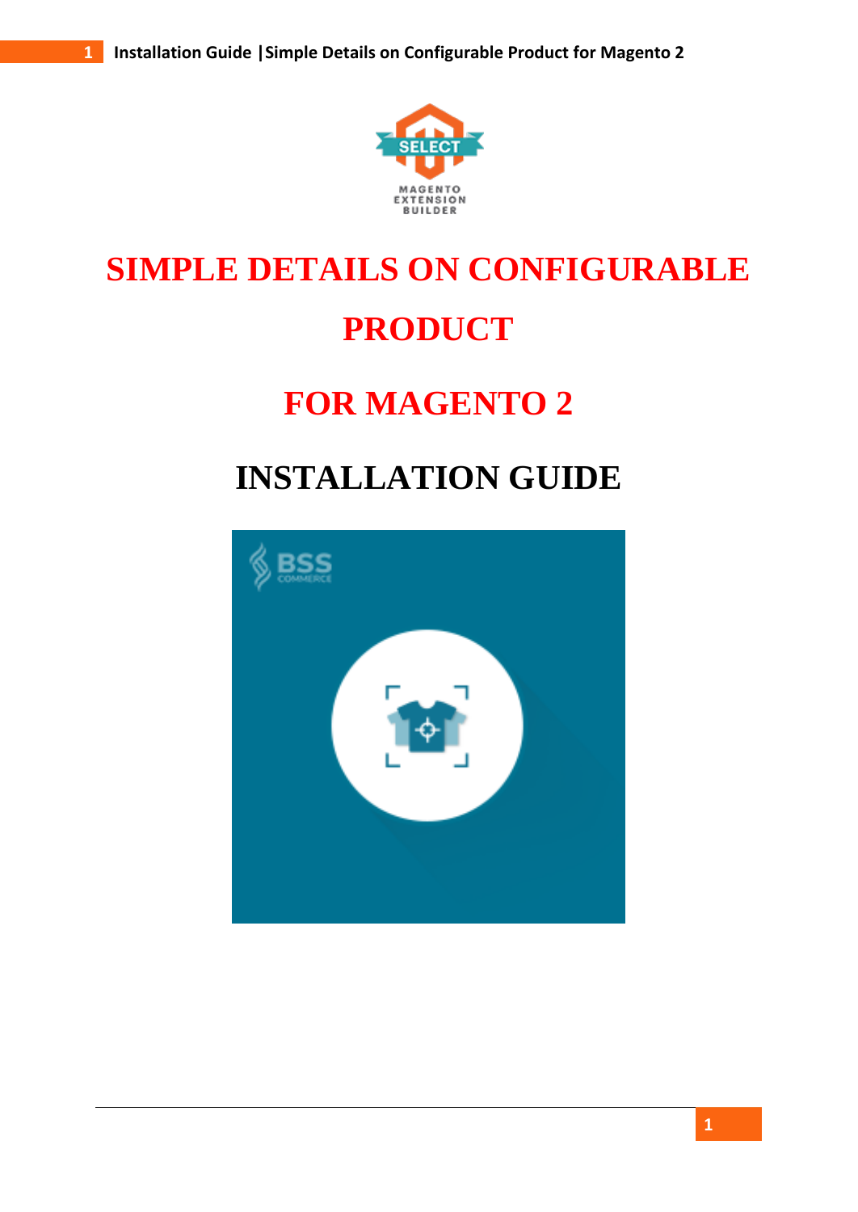# SIMPLE DETAILS ON CONFIGURABLE PRODUCT

# FOR MAGENTO 2

# INSTALLATION GUIDE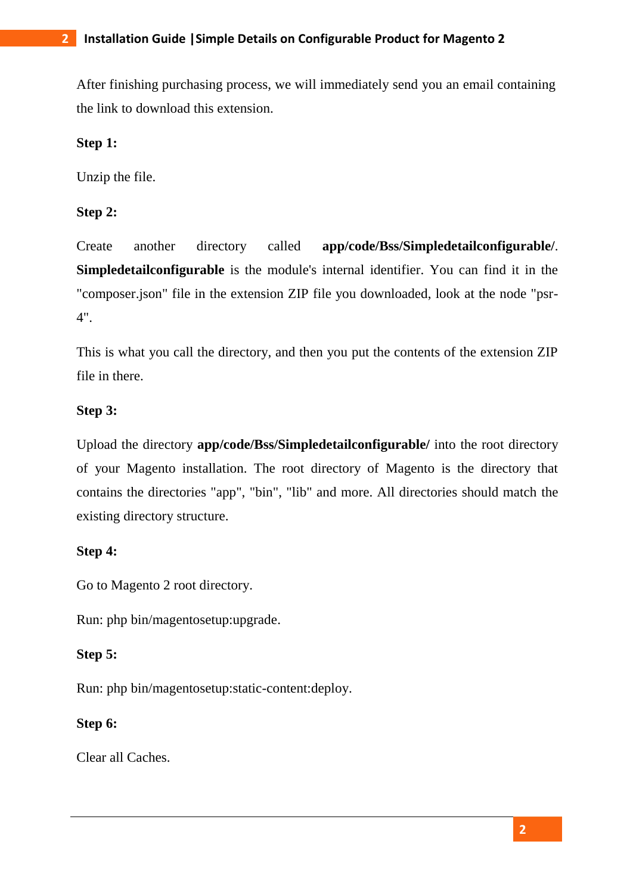After finishing purchasing process, we will immediately send you an email containing the link to download this extension.

**Step 1:**

Unzip the file.

**Step 2:**

Create another directory called **app/code/Bss/Simpledetailconfigurable/**. **Simpledetailconfigurable** is the module's internal identifier. You can find it in the "composer.json" file in the extension ZIP file you downloaded, look at the node "psr-4".

This is what you call the directory, and then you put the contents of the extension ZIP file in there.

**Step 3:**

Upload the directory **app/code/Bss/Simpledetailconfigurable/** into the root directory of your Magento installation. The root directory of Magento is the directory that contains the directories "app", "bin", "lib" and more. All directories should match the existing directory structure.

**Step 4:**

Go to Magento 2 root directory.

Run: php bin/magentosetup:upgrade.

**Step 5:**

Run: php bin/magentosetup:static-content:deploy.

**Step 6:**

Clear all Caches.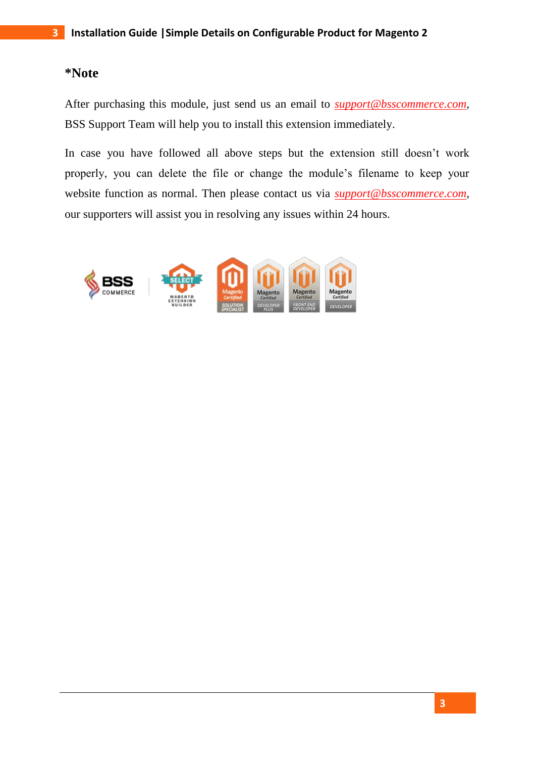## *Note

After purchasing this module, just send us an email to *support@bsscommerce.com*, BSS Support Team will help you to install this extension immediately.

In case you have followed all above steps but the extension still doesn't work properly, you can delete the file or change the module's filename to keep your website function as normal. Then please contact us via *support@bsscommerce.com*, our supporters will assist you in resolving any issues within 24 hours.